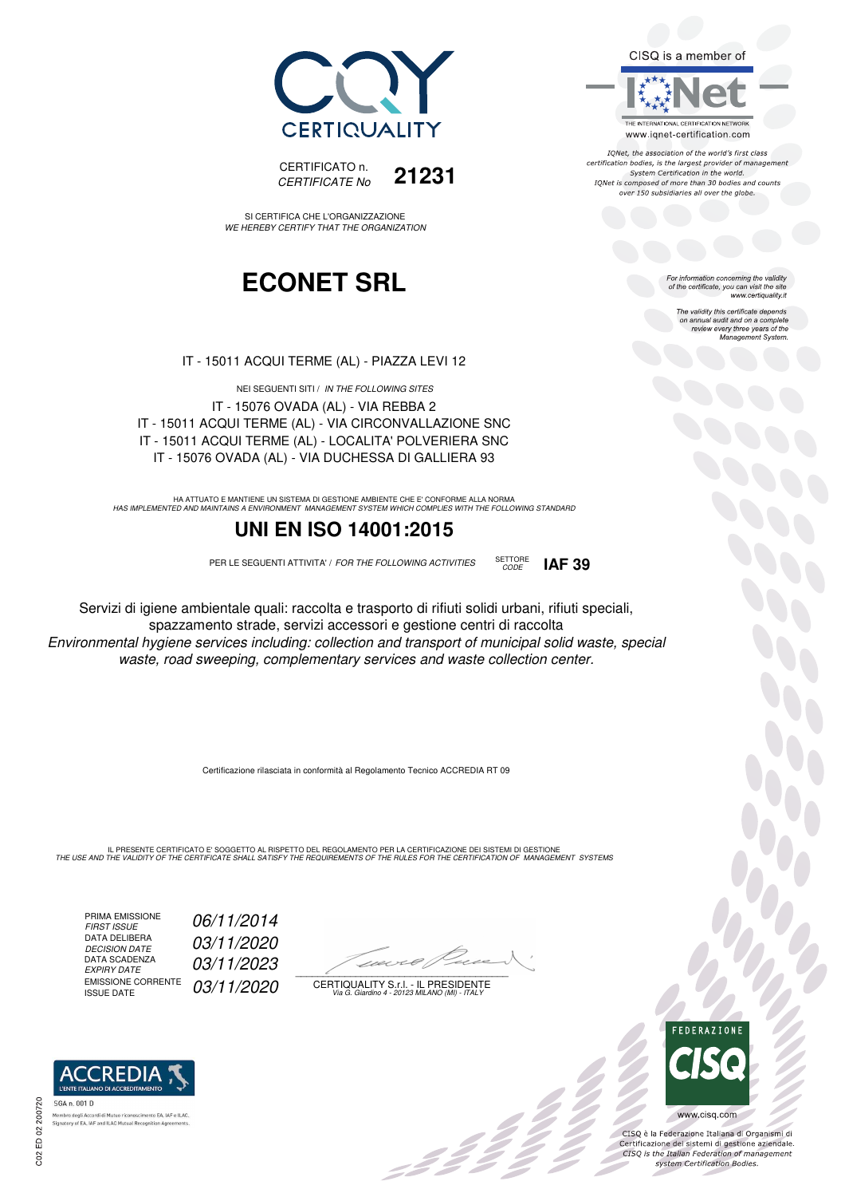CERTIQUALITY

CERTIFICATO n.
*CERTIFICATE No* **21231**

SI CERTIFICA CHE L'ORGANIZZAZIONE
*WE HEREBY CERTIFY THAT THE ORGANIZATION*

# ECONET SRL

IT - 15011 ACQUI TERME (AL) - PIAZZA LEVI 12

NEI SEGUENTI SITI / *IN THE FOLLOWING SITES*

IT - 15076 OVADA (AL) - VIA REBBA 2
IT - 15011 ACQUI TERME (AL) - VIA CIRCONVALLAZIONE SNC
IT - 15011 ACQUI TERME (AL) - LOCALITA' POLVERIERA SNC
IT - 15076 OVADA (AL) - VIA DUCHESSA DI GALLIERA 93

HA ATTUATO E MANTIENE UN SISTEMA DI GESTIONE AMBIENTE CHE E' CONFORME ALLA NORMA
*HAS IMPLEMENTED AND MAINTAINS A ENVIRONMENT MANAGEMENT SYSTEM WHICH COMPLIES WITH THE FOLLOWING STANDARD*

## UNI EN ISO 14001:2015

PER LE SEGUENTI ATTIVITA' / *FOR THE FOLLOWING ACTIVITIES* SETTORE *CODE* **IAF 39**

Servizi di igiene ambientale quali: raccolta e trasporto di rifiuti solidi urbani, rifiuti speciali, spazzamento strade, servizi accessori e gestione centri di raccolta
*Environmental hygiene services including: collection and transport of municipal solid waste, special waste, road sweeping, complementary services and waste collection center.*

Certificazione rilasciata in conformità al Regolamento Tecnico ACCREDIA RT 09

IL PRESENTE CERTIFICATO E' SOGGETTO AL RISPETTO DEL REGOLAMENTO PER LA CERTIFICAZIONE DEI SISTEMI DI GESTIONE
*THE USE AND THE VALIDITY OF THE CERTIFICATE SHALL SATISFY THE REQUIREMENTS OF THE RULES FOR THE CERTIFICATION OF MANAGEMENT SYSTEMS*

| | |
|---|---|
| PRIMA EMISSIONE *FIRST ISSUE* | *06/11/2014* |
| DATA DELIBERA *DECISION DATE* | *03/11/2020* |
| DATA SCADENZA *EXPIRY DATE* | *03/11/2023* |
| EMISSIONE CORRENTE ISSUE DATE | *03/11/2020* |

CERTIQUALITY S.r.l. - IL PRESIDENTE
*Via G. Giardino 4 - 20123 MILANO (MI) - ITALY*

CISQ is a member of IQNet
THE INTERNATIONAL CERTIFICATION NETWORK
www.iqnet-certification.com

*IQNet, the association of the world's first class certification bodies, is the largest provider of management System Certification in the world. IQNet is composed of more than 30 bodies and counts over 150 subsidiaries all over the globe.*

*For information concerning the validity of the certificate, you can visit the site www.certiquality.it*

*The validity this certificate depends on annual audit and on a complete review every three years of the Management System.*

ACCREDIA
L'ENTE ITALIANO DI ACCREDITAMENTO
SGA n. 001 D
Membro degli Accordi di Mutuo riconoscimento EA, IAF e ILAC.
Signatory of EA, IAF and ILAC Mutual Recognition Agreements.

FEDERAZIONE CISQ
www.cisq.com

CISQ è la Federazione Italiana di Organismi di Certificazione dei sistemi di gestione aziendale.
*CISQ is the Italian Federation of management system Certification Bodies.*

C02 ED 02 200720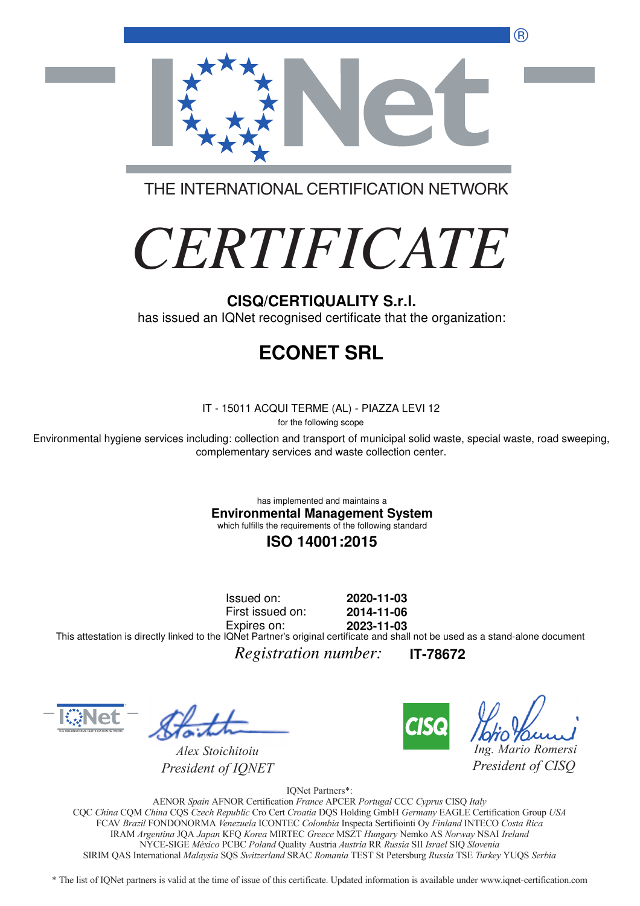THE INTERNATIONAL CERTIFICATION NETWORK

# *CERTIFICATE*

**CISQ/CERTIQUALITY S.r.l.**

has issued an IQNet recognised certificate that the organization:

## ECONET SRL

IT - 15011 ACQUI TERME (AL) - PIAZZA LEVI 12

for the following scope

Environmental hygiene services including: collection and transport of municipal solid waste, special waste, road sweeping, complementary services and waste collection center.

has implemented and maintains a

**Environmental Management System**

which fulfills the requirements of the following standard

**ISO 14001:2015**

| | |
|---|---|
| Issued on: | **2020-11-03** |
| First issued on: | **2014-11-06** |
| Expires on: | **2023-11-03** |

This attestation is directly linked to the IQNet Partner's original certificate and shall not be used as a stand-alone document

*Registration number:* **IT-78672**

*Alex Stoichitoiu*
*President of IQNET*

*Ing. Mario Romersi*
*President of CISQ*

IQNet Partners*:

AENOR *Spain* AFNOR Certification *France* APCER *Portugal* CCC *Cyprus* CISQ *Italy*
CQC *China* CQM *China* CQS *Czech Republic* Cro Cert *Croatia* DQS Holding GmbH *Germany* EAGLE Certification Group *USA*
FCAV *Brazil* FONDONORMA *Venezuela* ICONTEC *Colombia* Inspecta Sertifiointi Oy *Finland* INTECO *Costa Rica*
IRAM *Argentina* JQA *Japan* KFQ *Korea* MIRTEC *Greece* MSZT *Hungary* Nemko AS *Norway* NSAI *Ireland*
NYCE-SIGE *México* PCBC *Poland* Quality Austria *Austria* RR *Russia* SII *Israel* SIQ *Slovenia*
SIRIM QAS International *Malaysia* SQS *Switzerland* SRAC *Romania* TEST St Petersburg *Russia* TSE *Turkey* YUQS *Serbia*

\* The list of IQNet partners is valid at the time of issue of this certificate. Updated information is available under www.iqnet-certification.com